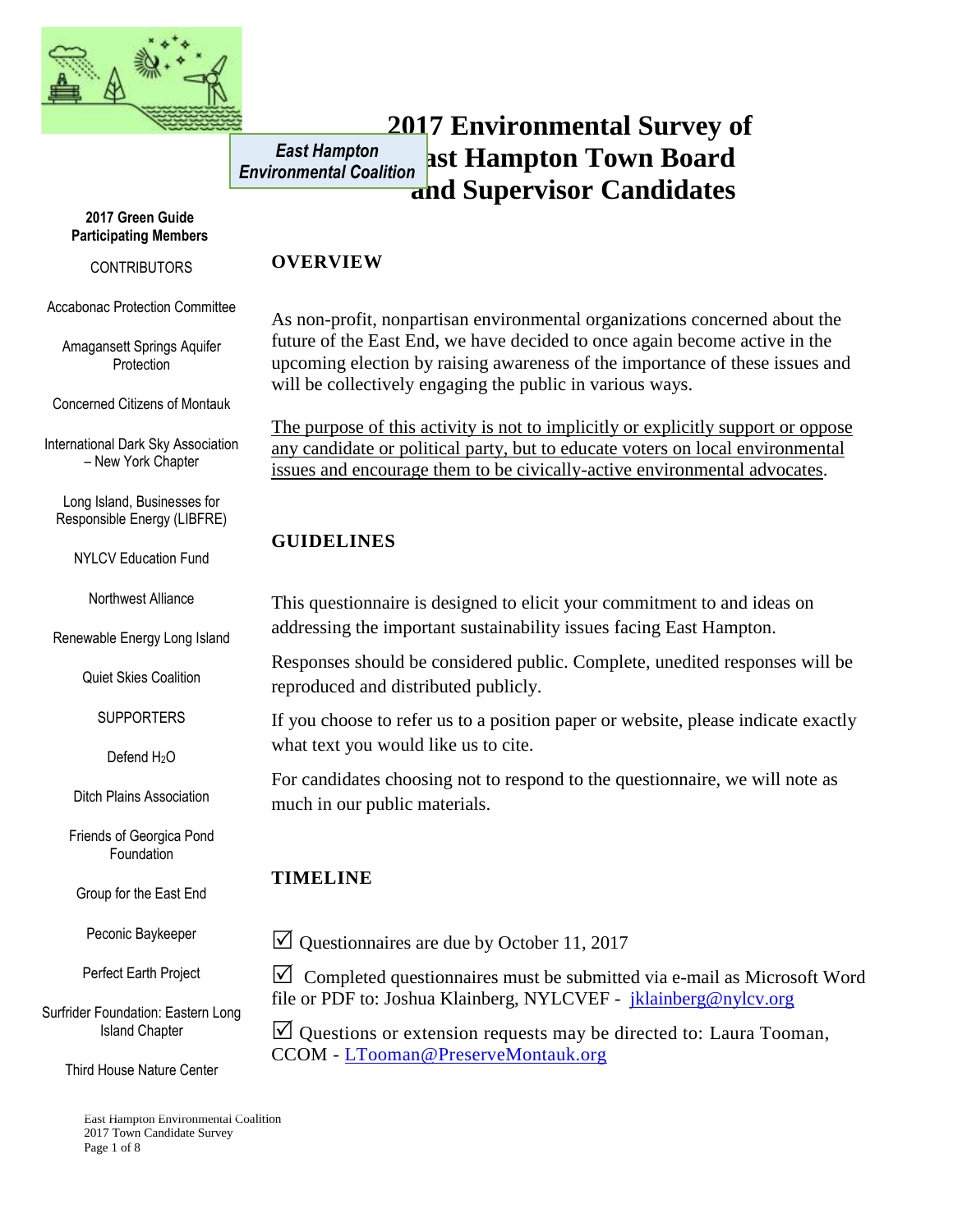East Hampton Environmental Coalition

# 2017 Environmental Survey of East Hampton Town Board and Supervisor Candidates

**2017 Green Guide Participating Members**

CONTRIBUTORS

Accabonac Protection Committee

Amagansett Springs Aquifer Protection

Concerned Citizens of Montauk

International Dark Sky Association – New York Chapter

Long Island, Businesses for Responsible Energy (LIBFRE)

NYLCV Education Fund

Northwest Alliance

Renewable Energy Long Island

Quiet Skies Coalition

SUPPORTERS

Defend $H_2O$

Ditch Plains Association

Friends of Georgica Pond Foundation

Group for the East End

Peconic Baykeeper

Perfect Earth Project

Surfrider Foundation: Eastern Long Island Chapter

Third House Nature Center

## OVERVIEW

As non-profit, nonpartisan environmental organizations concerned about the future of the East End, we have decided to once again become active in the upcoming election by raising awareness of the importance of these issues and will be collectively engaging the public in various ways.

<u>The purpose of this activity is not to implicitly or explicitly support or oppose any candidate or political party, but to educate voters on local environmental issues and encourage them to be civically-active environmental advocates</u>.

## GUIDELINES

This questionnaire is designed to elicit your commitment to and ideas on addressing the important sustainability issues facing East Hampton.

Responses should be considered public. Complete, unedited responses will be reproduced and distributed publicly.

If you choose to refer us to a position paper or website, please indicate exactly what text you would like us to cite.

For candidates choosing not to respond to the questionnaire, we will note as much in our public materials.

## TIMELINE

☑ Questionnaires are due by October 11, 2017

☑ Completed questionnaires must be submitted via e-mail as Microsoft Word file or PDF to: Joshua Klainberg, NYLCVEF - jklainberg@nylcv.org

☑ Questions or extension requests may be directed to: Laura Tooman, CCOM - LTooman@PreserveMontauk.org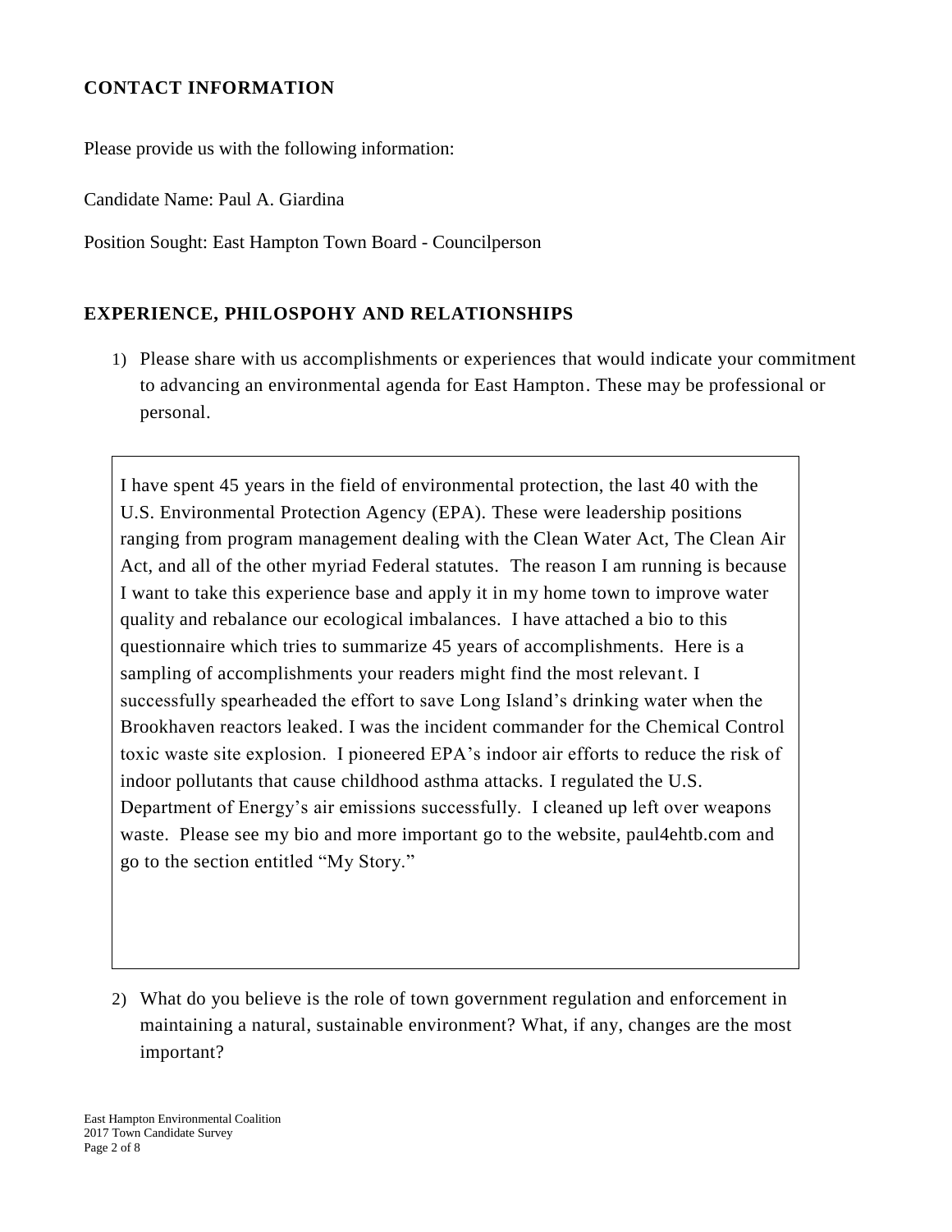## CONTACT INFORMATION

Please provide us with the following information:

Candidate Name: Paul A. Giardina

Position Sought: East Hampton Town Board - Councilperson

## EXPERIENCE, PHILOSPOHY AND RELATIONSHIPS

1) Please share with us accomplishments or experiences that would indicate your commitment to advancing an environmental agenda for East Hampton. These may be professional or personal.

I have spent 45 years in the field of environmental protection, the last 40 with the U.S. Environmental Protection Agency (EPA). These were leadership positions ranging from program management dealing with the Clean Water Act, The Clean Air Act, and all of the other myriad Federal statutes. The reason I am running is because I want to take this experience base and apply it in my home town to improve water quality and rebalance our ecological imbalances. I have attached a bio to this questionnaire which tries to summarize 45 years of accomplishments. Here is a sampling of accomplishments your readers might find the most relevant. I successfully spearheaded the effort to save Long Island's drinking water when the Brookhaven reactors leaked. I was the incident commander for the Chemical Control toxic waste site explosion. I pioneered EPA's indoor air efforts to reduce the risk of indoor pollutants that cause childhood asthma attacks. I regulated the U.S. Department of Energy's air emissions successfully. I cleaned up left over weapons waste. Please see my bio and more important go to the website, paul4ehtb.com and go to the section entitled "My Story."

2) What do you believe is the role of town government regulation and enforcement in maintaining a natural, sustainable environment? What, if any, changes are the most important?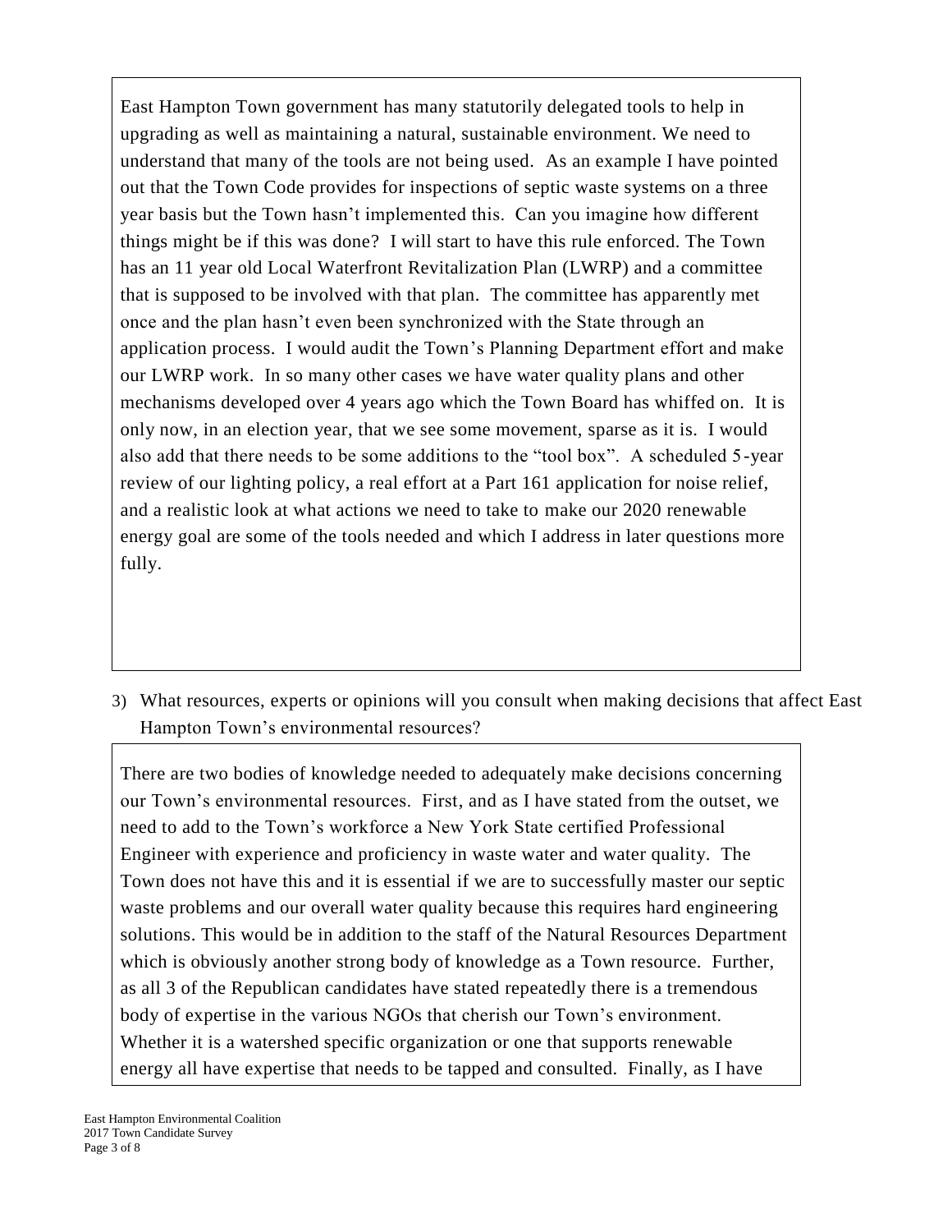East Hampton Town government has many statutorily delegated tools to help in upgrading as well as maintaining a natural, sustainable environment. We need to understand that many of the tools are not being used. As an example I have pointed out that the Town Code provides for inspections of septic waste systems on a three year basis but the Town hasn't implemented this. Can you imagine how different things might be if this was done? I will start to have this rule enforced. The Town has an 11 year old Local Waterfront Revitalization Plan (LWRP) and a committee that is supposed to be involved with that plan. The committee has apparently met once and the plan hasn't even been synchronized with the State through an application process. I would audit the Town's Planning Department effort and make our LWRP work. In so many other cases we have water quality plans and other mechanisms developed over 4 years ago which the Town Board has whiffed on. It is only now, in an election year, that we see some movement, sparse as it is. I would also add that there needs to be some additions to the "tool box". A scheduled 5-year review of our lighting policy, a real effort at a Part 161 application for noise relief, and a realistic look at what actions we need to take to make our 2020 renewable energy goal are some of the tools needed and which I address in later questions more fully.

3) What resources, experts or opinions will you consult when making decisions that affect East Hampton Town's environmental resources?

There are two bodies of knowledge needed to adequately make decisions concerning our Town's environmental resources. First, and as I have stated from the outset, we need to add to the Town's workforce a New York State certified Professional Engineer with experience and proficiency in waste water and water quality. The Town does not have this and it is essential if we are to successfully master our septic waste problems and our overall water quality because this requires hard engineering solutions. This would be in addition to the staff of the Natural Resources Department which is obviously another strong body of knowledge as a Town resource. Further, as all 3 of the Republican candidates have stated repeatedly there is a tremendous body of expertise in the various NGOs that cherish our Town's environment. Whether it is a watershed specific organization or one that supports renewable energy all have expertise that needs to be tapped and consulted. Finally, as I have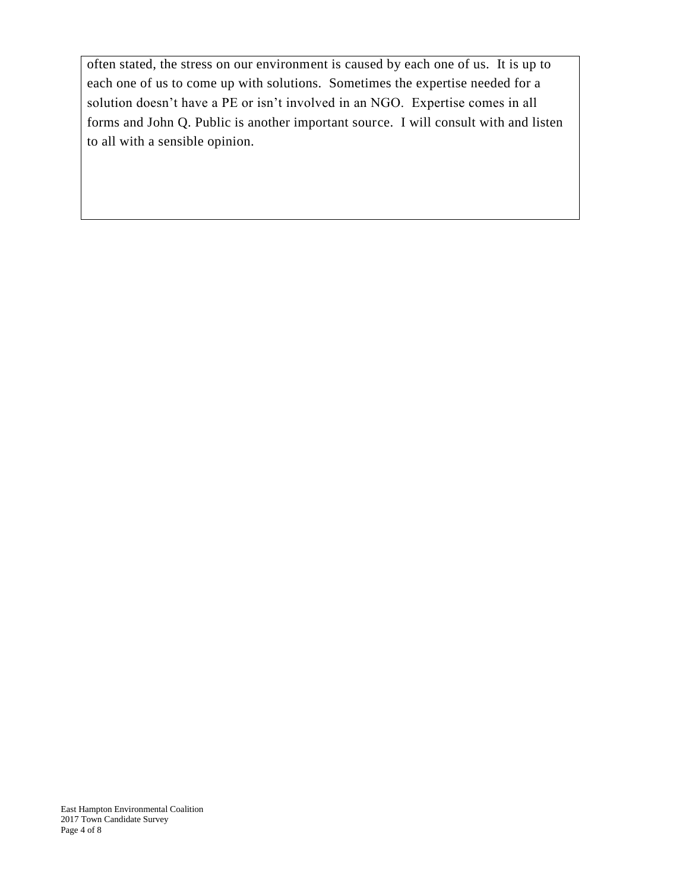often stated, the stress on our environment is caused by each one of us. It is up to each one of us to come up with solutions. Sometimes the expertise needed for a solution doesn't have a PE or isn't involved in an NGO. Expertise comes in all forms and John Q. Public is another important source. I will consult with and listen to all with a sensible opinion.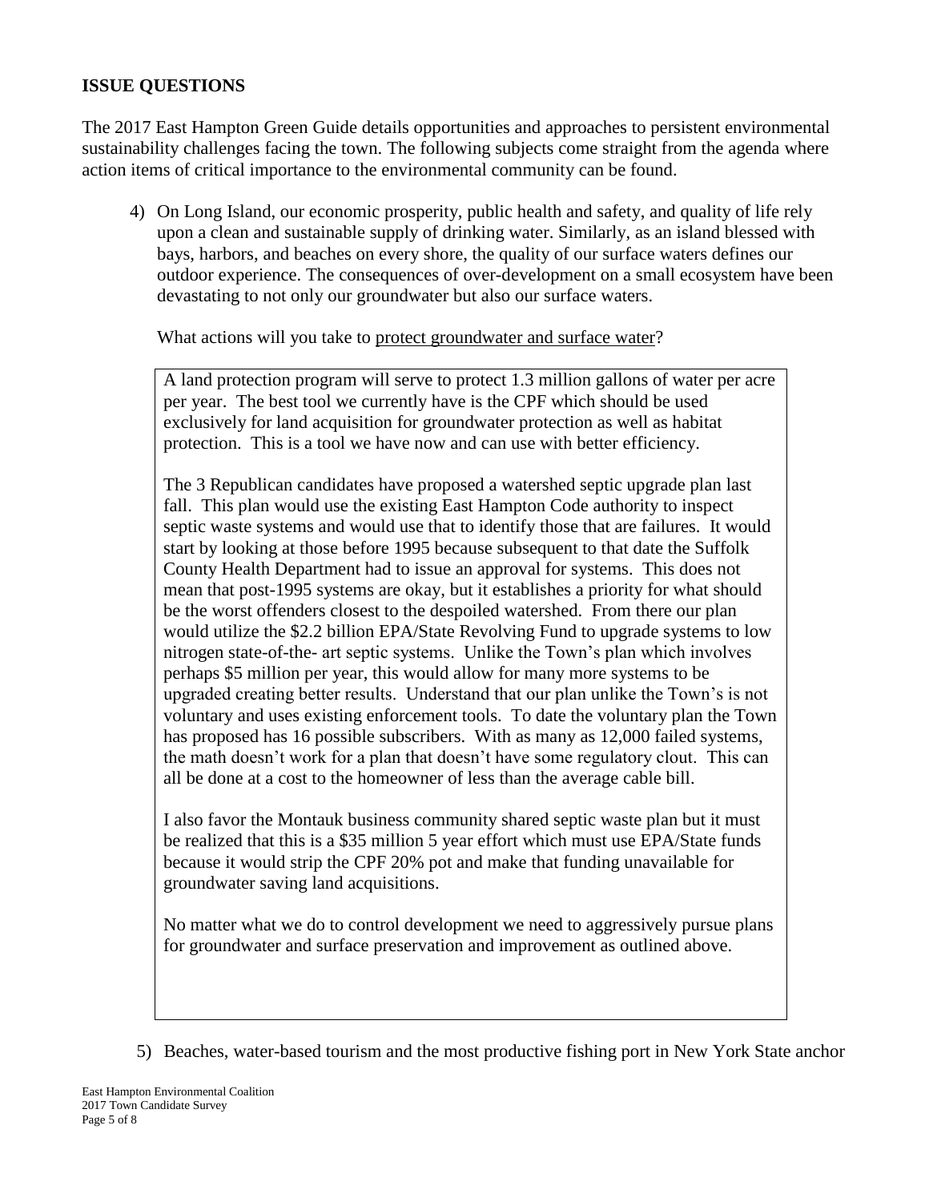## ISSUE QUESTIONS

The 2017 East Hampton Green Guide details opportunities and approaches to persistent environmental sustainability challenges facing the town. The following subjects come straight from the agenda where action items of critical importance to the environmental community can be found.

4) On Long Island, our economic prosperity, public health and safety, and quality of life rely upon a clean and sustainable supply of drinking water. Similarly, as an island blessed with bays, harbors, and beaches on every shore, the quality of our surface waters defines our outdoor experience. The consequences of over-development on a small ecosystem have been devastating to not only our groundwater but also our surface waters.

   What actions will you take to protect groundwater and surface water?

   A land protection program will serve to protect 1.3 million gallons of water per acre per year. The best tool we currently have is the CPF which should be used exclusively for land acquisition for groundwater protection as well as habitat protection. This is a tool we have now and can use with better efficiency.

   The 3 Republican candidates have proposed a watershed septic upgrade plan last fall. This plan would use the existing East Hampton Code authority to inspect septic waste systems and would use that to identify those that are failures. It would start by looking at those before 1995 because subsequent to that date the Suffolk County Health Department had to issue an approval for systems. This does not mean that post-1995 systems are okay, but it establishes a priority for what should be the worst offenders closest to the despoiled watershed. From there our plan would utilize the $2.2 billion EPA/State Revolving Fund to upgrade systems to low nitrogen state-of-the- art septic systems. Unlike the Town's plan which involves perhaps $5 million per year, this would allow for many more systems to be upgraded creating better results. Understand that our plan unlike the Town's is not voluntary and uses existing enforcement tools. To date the voluntary plan the Town has proposed has 16 possible subscribers. With as many as 12,000 failed systems, the math doesn't work for a plan that doesn't have some regulatory clout. This can all be done at a cost to the homeowner of less than the average cable bill.

   I also favor the Montauk business community shared septic waste plan but it must be realized that this is a $35 million 5 year effort which must use EPA/State funds because it would strip the CPF 20% pot and make that funding unavailable for groundwater saving land acquisitions.

   No matter what we do to control development we need to aggressively pursue plans for groundwater and surface preservation and improvement as outlined above.

5) Beaches, water-based tourism and the most productive fishing port in New York State anchor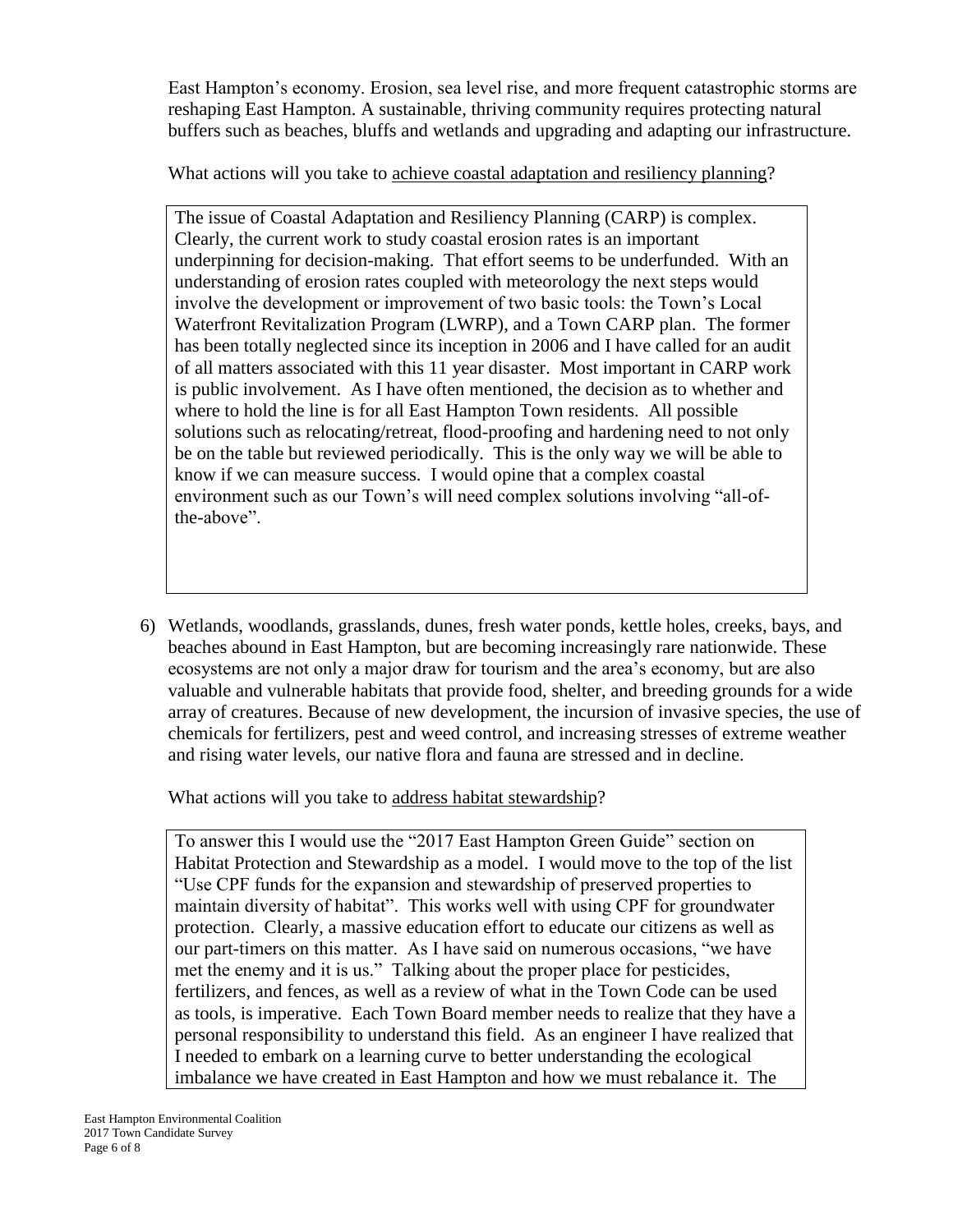East Hampton's economy. Erosion, sea level rise, and more frequent catastrophic storms are reshaping East Hampton. A sustainable, thriving community requires protecting natural buffers such as beaches, bluffs and wetlands and upgrading and adapting our infrastructure.

What actions will you take to achieve coastal adaptation and resiliency planning?

> The issue of Coastal Adaptation and Resiliency Planning (CARP) is complex. Clearly, the current work to study coastal erosion rates is an important underpinning for decision-making. That effort seems to be underfunded. With an understanding of erosion rates coupled with meteorology the next steps would involve the development or improvement of two basic tools: the Town's Local Waterfront Revitalization Program (LWRP), and a Town CARP plan. The former has been totally neglected since its inception in 2006 and I have called for an audit of all matters associated with this 11 year disaster. Most important in CARP work is public involvement. As I have often mentioned, the decision as to whether and where to hold the line is for all East Hampton Town residents. All possible solutions such as relocating/retreat, flood-proofing and hardening need to not only be on the table but reviewed periodically. This is the only way we will be able to know if we can measure success. I would opine that a complex coastal environment such as our Town's will need complex solutions involving "all-of-the-above".

6) Wetlands, woodlands, grasslands, dunes, fresh water ponds, kettle holes, creeks, bays, and beaches abound in East Hampton, but are becoming increasingly rare nationwide. These ecosystems are not only a major draw for tourism and the area's economy, but are also valuable and vulnerable habitats that provide food, shelter, and breeding grounds for a wide array of creatures. Because of new development, the incursion of invasive species, the use of chemicals for fertilizers, pest and weed control, and increasing stresses of extreme weather and rising water levels, our native flora and fauna are stressed and in decline.

   What actions will you take to address habitat stewardship?

> To answer this I would use the "2017 East Hampton Green Guide" section on Habitat Protection and Stewardship as a model. I would move to the top of the list "Use CPF funds for the expansion and stewardship of preserved properties to maintain diversity of habitat". This works well with using CPF for groundwater protection. Clearly, a massive education effort to educate our citizens as well as our part-timers on this matter. As I have said on numerous occasions, "we have met the enemy and it is us." Talking about the proper place for pesticides, fertilizers, and fences, as well as a review of what in the Town Code can be used as tools, is imperative. Each Town Board member needs to realize that they have a personal responsibility to understand this field. As an engineer I have realized that I needed to embark on a learning curve to better understanding the ecological imbalance we have created in East Hampton and how we must rebalance it. The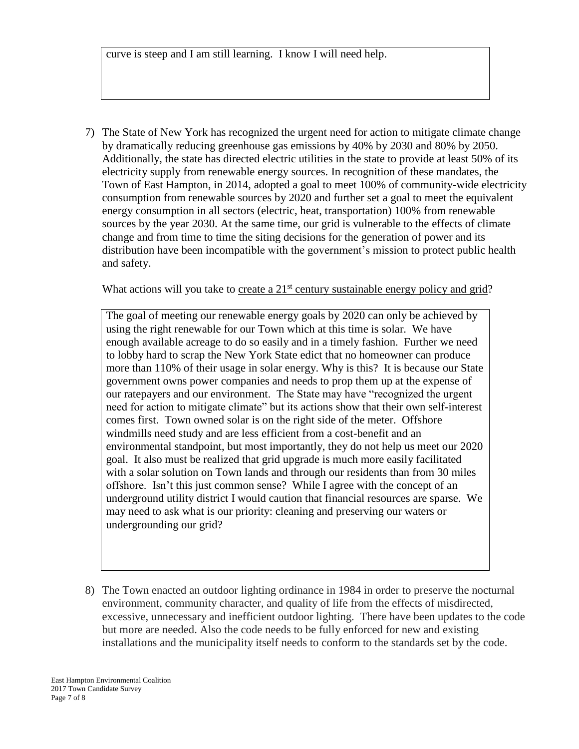curve is steep and I am still learning. I know I will need help.

7) The State of New York has recognized the urgent need for action to mitigate climate change by dramatically reducing greenhouse gas emissions by 40% by 2030 and 80% by 2050. Additionally, the state has directed electric utilities in the state to provide at least 50% of its electricity supply from renewable energy sources. In recognition of these mandates, the Town of East Hampton, in 2014, adopted a goal to meet 100% of community-wide electricity consumption from renewable sources by 2020 and further set a goal to meet the equivalent energy consumption in all sectors (electric, heat, transportation) 100% from renewable sources by the year 2030. At the same time, our grid is vulnerable to the effects of climate change and from time to time the siting decisions for the generation of power and its distribution have been incompatible with the government's mission to protect public health and safety.

   What actions will you take to <u>create a 21st century sustainable energy policy and grid</u>?

   The goal of meeting our renewable energy goals by 2020 can only be achieved by using the right renewable for our Town which at this time is solar. We have enough available acreage to do so easily and in a timely fashion. Further we need to lobby hard to scrap the New York State edict that no homeowner can produce more than 110% of their usage in solar energy. Why is this? It is because our State government owns power companies and needs to prop them up at the expense of our ratepayers and our environment. The State may have "recognized the urgent need for action to mitigate climate" but its actions show that their own self-interest comes first. Town owned solar is on the right side of the meter. Offshore windmills need study and are less efficient from a cost-benefit and an environmental standpoint, but most importantly, they do not help us meet our 2020 goal. It also must be realized that grid upgrade is much more easily facilitated with a solar solution on Town lands and through our residents than from 30 miles offshore. Isn't this just common sense? While I agree with the concept of an underground utility district I would caution that financial resources are sparse. We may need to ask what is our priority: cleaning and preserving our waters or undergrounding our grid?

8) The Town enacted an outdoor lighting ordinance in 1984 in order to preserve the nocturnal environment, community character, and quality of life from the effects of misdirected, excessive, unnecessary and inefficient outdoor lighting. There have been updates to the code but more are needed. Also the code needs to be fully enforced for new and existing installations and the municipality itself needs to conform to the standards set by the code.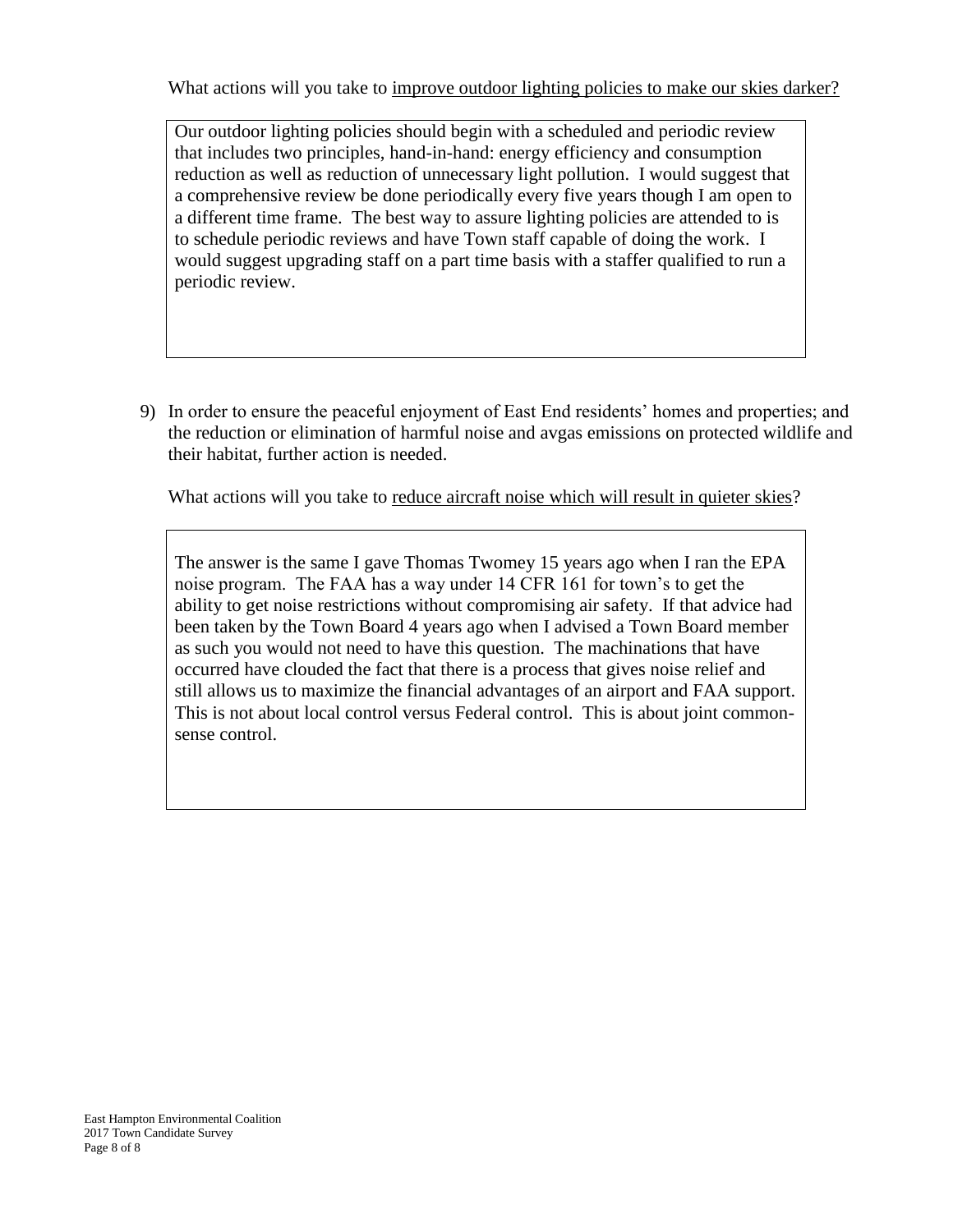What actions will you take to <u>improve outdoor lighting policies to make our skies darker?</u>

> Our outdoor lighting policies should begin with a scheduled and periodic review that includes two principles, hand-in-hand: energy efficiency and consumption reduction as well as reduction of unnecessary light pollution. I would suggest that a comprehensive review be done periodically every five years though I am open to a different time frame. The best way to assure lighting policies are attended to is to schedule periodic reviews and have Town staff capable of doing the work. I would suggest upgrading staff on a part time basis with a staffer qualified to run a periodic review.

9) In order to ensure the peaceful enjoyment of East End residents' homes and properties; and the reduction or elimination of harmful noise and avgas emissions on protected wildlife and their habitat, further action is needed.

   What actions will you take to <u>reduce aircraft noise which will result in quieter skies</u>?

> The answer is the same I gave Thomas Twomey 15 years ago when I ran the EPA noise program. The FAA has a way under 14 CFR 161 for town's to get the ability to get noise restrictions without compromising air safety. If that advice had been taken by the Town Board 4 years ago when I advised a Town Board member as such you would not need to have this question. The machinations that have occurred have clouded the fact that there is a process that gives noise relief and still allows us to maximize the financial advantages of an airport and FAA support. This is not about local control versus Federal control. This is about joint common-sense control.